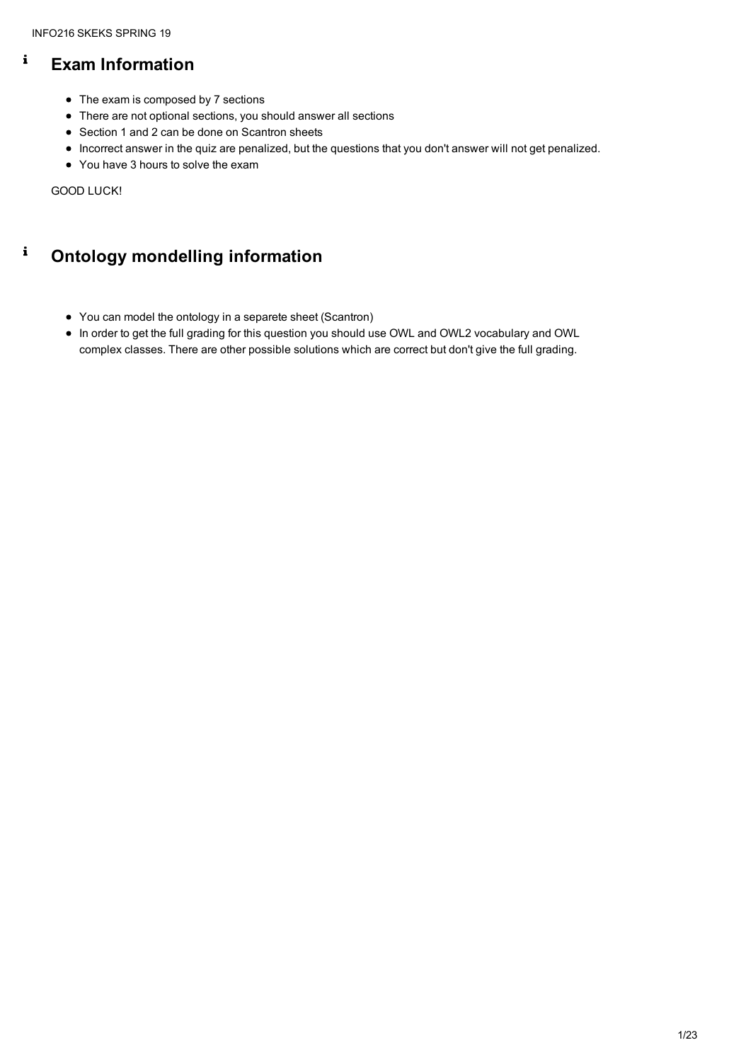## Exam Information

- The exam is composed by 7 sections
- There are not optional sections, you should answer all sections
- Section 1 and 2 can be done on Scantron sheets
- Incorrect answer in the quiz are penalized, but the questions that you don't answer will not get penalized.
- You have 3 hours to solve the exam

GOOD LUCK!

## Ontology mondelling information

- You can model the ontology in a separete sheet (Scantron)
- In order to get the full grading for this question you should use OWL and OWL2 vocabulary and OWL complex classes. There are other possible solutions which are correct but don't give the full grading.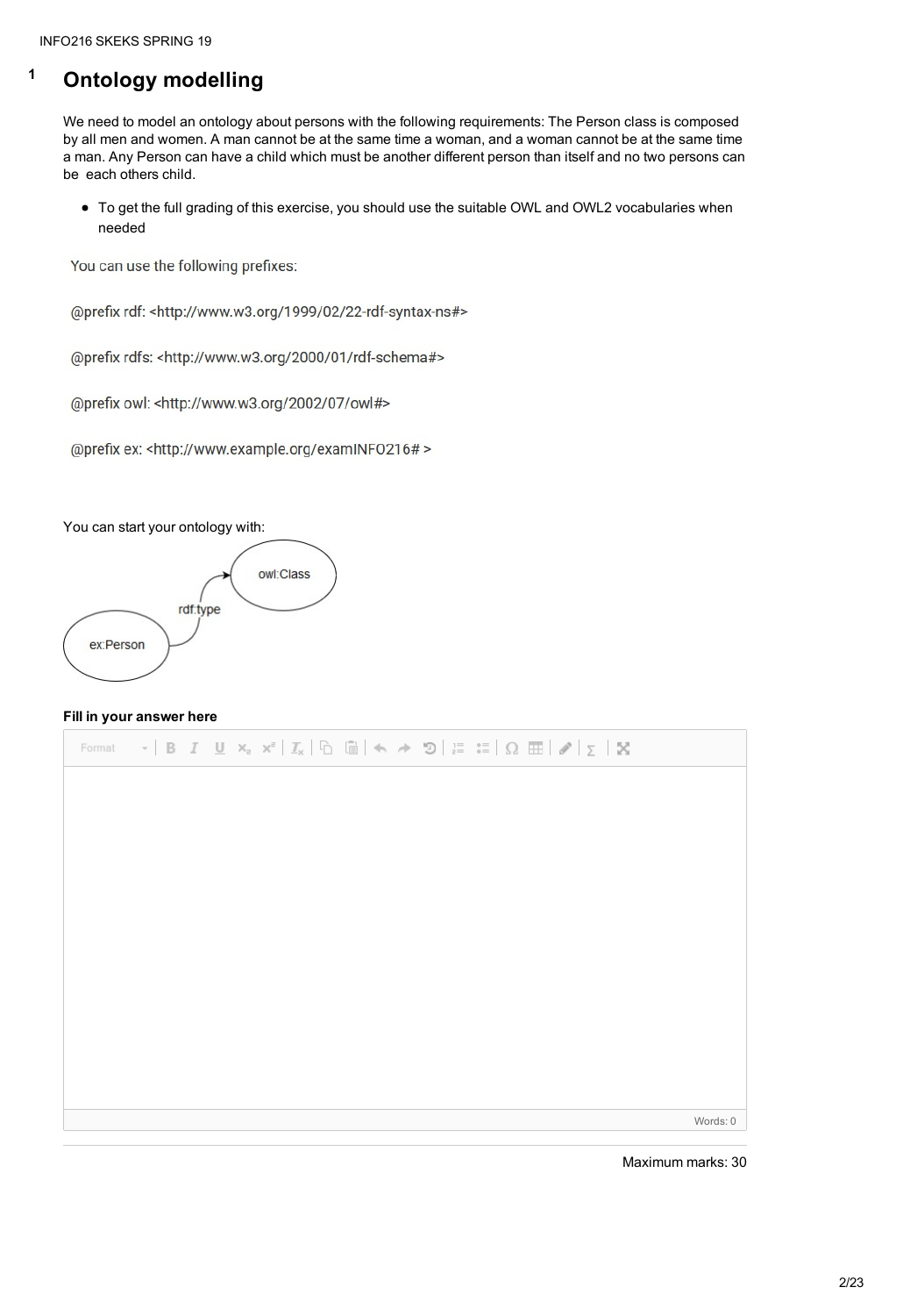# 1 Ontology modelling

We need to model an ontology about persons with the following requirements: The Person class is composed by all men and women. A man cannot be at the same time a woman, and a woman cannot be at the same time a man. Any Person can have a child which must be another different person than itself and no two persons can be each others child.

- To get the full grading of this exercise, you should use the suitable OWL and OWL2 vocabularies when needed

You can use the following prefixes:

@prefix rdf: <http://www.w3.org/1999/02/22-rdf-syntax-ns#>

@prefix rdfs: <http://www.w3.org/2000/01/rdf-schema#>

@prefix owl: <http://www.w3.org/2002/07/owl#>

@prefix ex: <http://www.example.org/examINFO216# >

You can start your ontology with:

ex:Person —rdf:type→ owl:Class

**Fill in your answer here**

Words: 0

Maximum marks: 30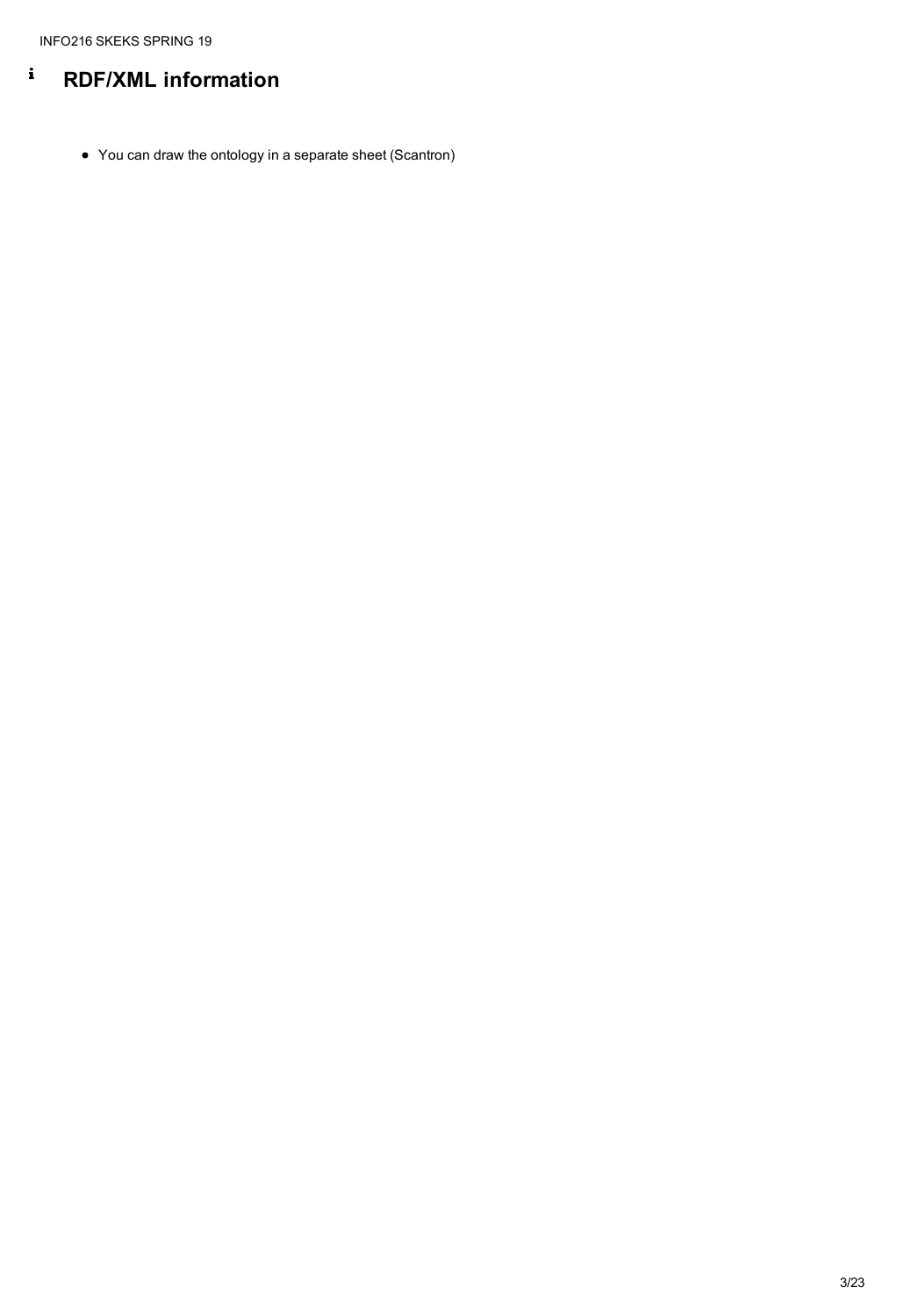# RDF/XML information

- You can draw the ontology in a separate sheet (Scantron)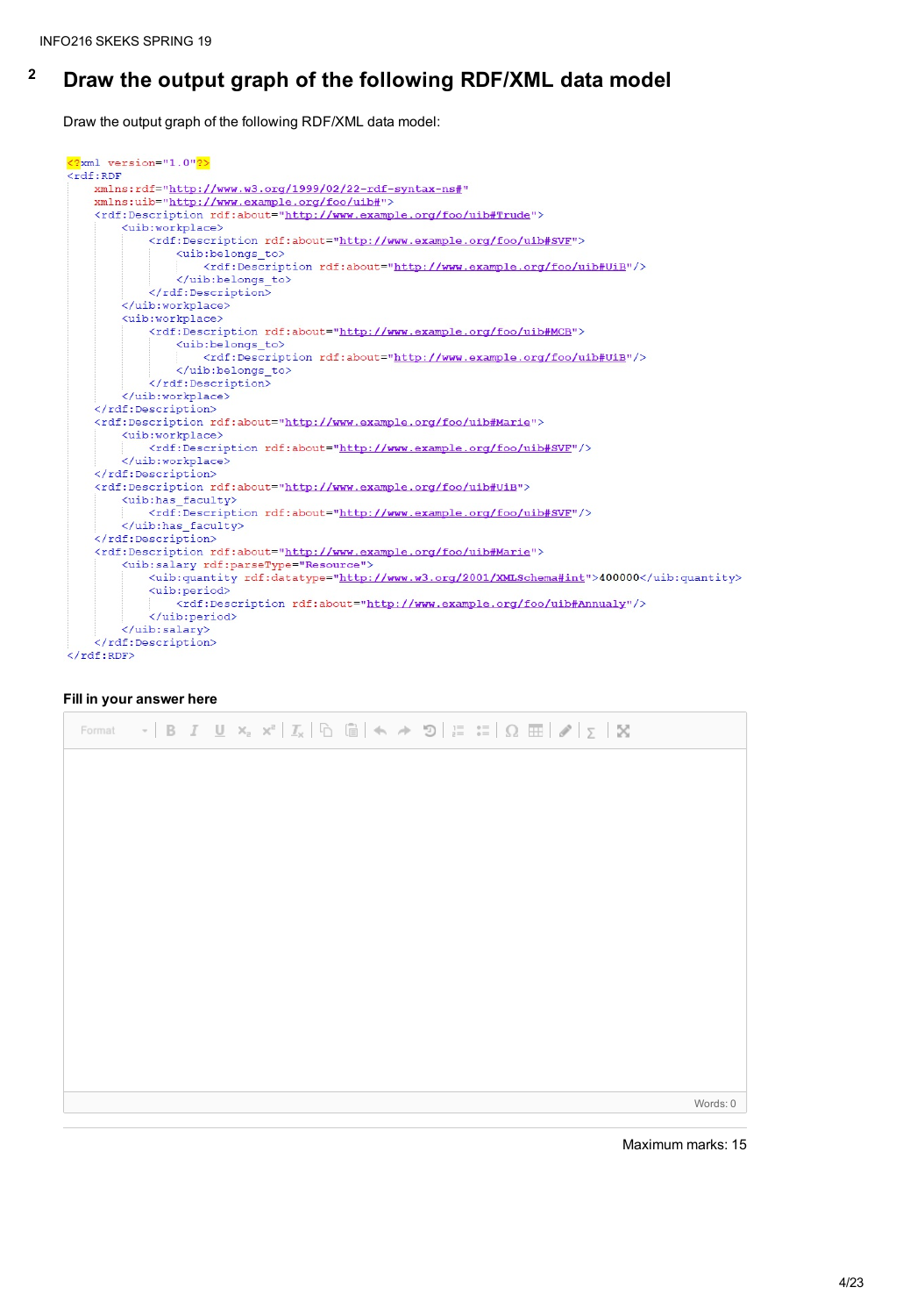## 2 Draw the output graph of the following RDF/XML data model

Draw the output graph of the following RDF/XML data model:

```
<?xml version="1.0"?>
<rdf:RDF
    xmlns:rdf="http://www.w3.org/1999/02/22-rdf-syntax-ns#"
    xmlns:uib="http://www.example.org/foo/uib#">
    <rdf:Description rdf:about="http://www.example.org/foo/uib#Trude">
        <uib:workplace>
            <rdf:Description rdf:about="http://www.example.org/foo/uib#SVF">
                <uib:belongs_to>
                    <rdf:Description rdf:about="http://www.example.org/foo/uib#UiB"/>
                </uib:belongs_to>
            </rdf:Description>
        </uib:workplace>
        <uib:workplace>
            <rdf:Description rdf:about="http://www.example.org/foo/uib#MCB">
                <uib:belongs_to>
                    <rdf:Description rdf:about="http://www.example.org/foo/uib#UiB"/>
                </uib:belongs_to>
            </rdf:Description>
        </uib:workplace>
    </rdf:Description>
    <rdf:Description rdf:about="http://www.example.org/foo/uib#Marie">
        <uib:workplace>
            <rdf:Description rdf:about="http://www.example.org/foo/uib#SVF"/>
        </uib:workplace>
    </rdf:Description>
    <rdf:Description rdf:about="http://www.example.org/foo/uib#UiB">
        <uib:has_faculty>
            <rdf:Description rdf:about="http://www.example.org/foo/uib#SVF"/>
        </uib:has_faculty>
    </rdf:Description>
    <rdf:Description rdf:about="http://www.example.org/foo/uib#Marie">
        <uib:salary rdf:parseType="Resource">
            <uib:quantity rdf:datatype="http://www.w3.org/2001/XMLSchema#int">400000</uib:quantity>
            <uib:period>
                <rdf:Description rdf:about="http://www.example.org/foo/uib#Annualy"/>
            </uib:period>
        </uib:salary>
    </rdf:Description>
</rdf:RDF>
```

**Fill in your answer here**

Words: 0

Maximum marks: 15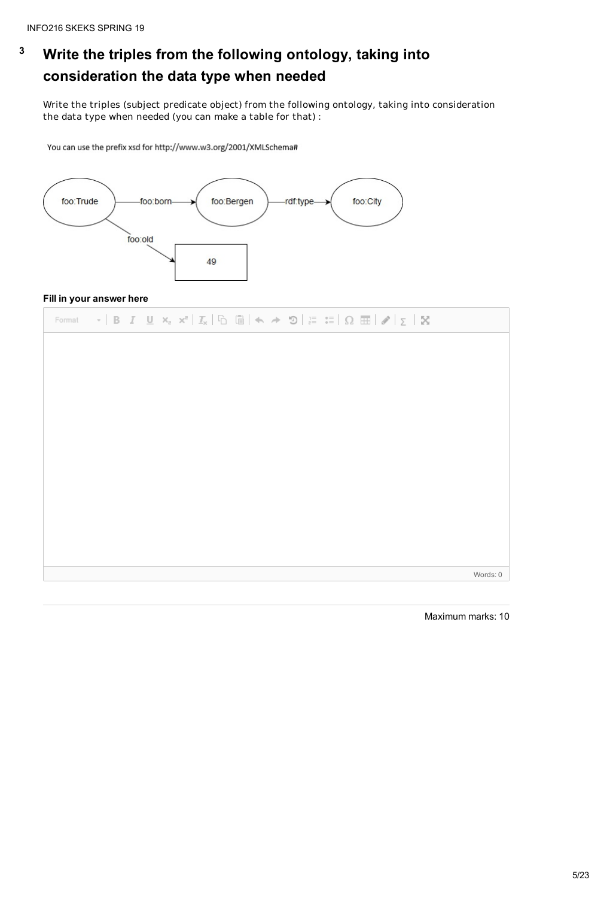# 3 Write the triples from the following ontology, taking into consideration the data type when needed

Write the triples (subject predicate object) from the following ontology, taking into consideration the data type when needed (you can make a table for that) :

You can use the prefix xsd for http://www.w3.org/2001/XMLSchema#

foo:Trude —foo:born→ foo:Bergen —rdf:type→ foo:City

foo:Trude —foo:old→ 49

**Fill in your answer here**

Words: 0

Maximum marks: 10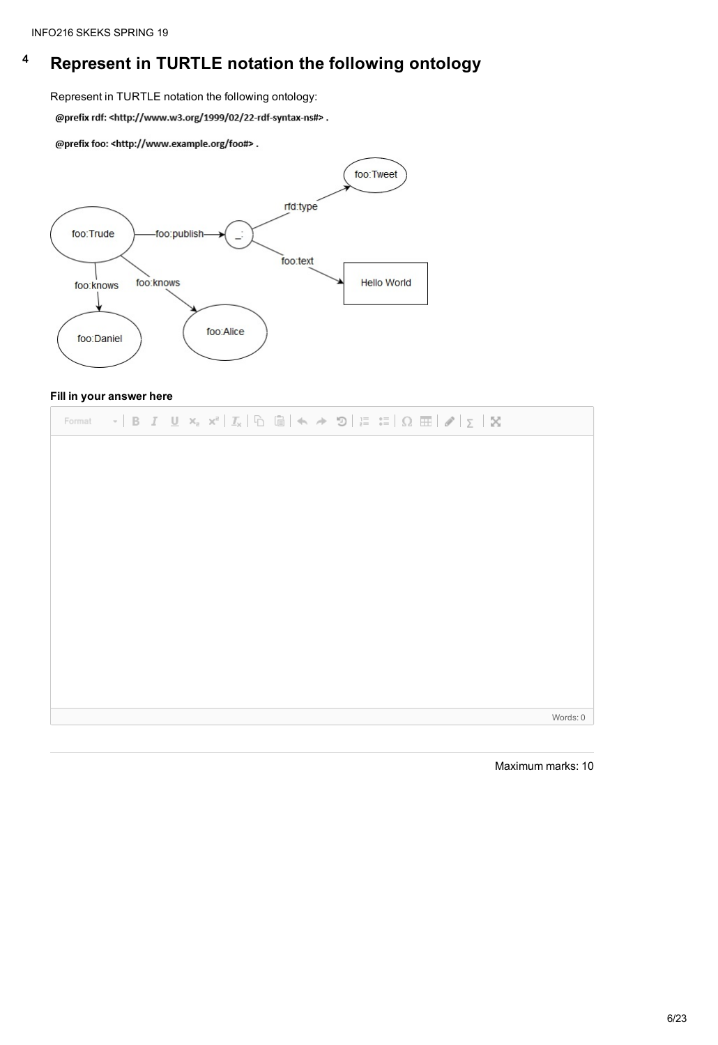## 4 Represent in TURTLE notation the following ontology

Represent in TURTLE notation the following ontology:

```
@prefix rdf: <http://www.w3.org/1999/02/22-rdf-syntax-ns#> .

@prefix foo: <http://www.example.org/foo#> .
```

**Fill in your answer here**

Maximum marks: 10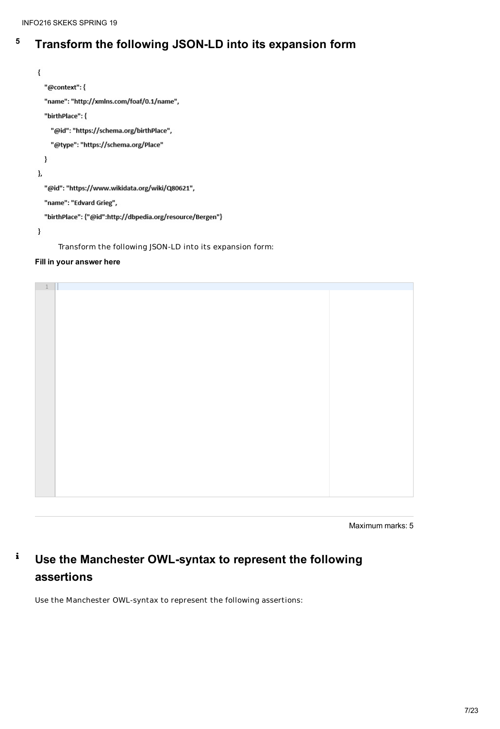# 5 Transform the following JSON-LD into its expansion form

```
{
  "@context": {
  "name": "http://xmlns.com/foaf/0.1/name",
  "birthPlace": {
     "@id": "https://schema.org/birthPlace",
     "@type": "https://schema.org/Place"
  }
},
  "@id": "https://www.wikidata.org/wiki/Q80621",
  "name": "Edvard Grieg",
  "birthPlace": {"@id":http://dbpedia.org/resource/Bergen"}
}
```

Transform the following JSON-LD into its expansion form:

**Fill in your answer here**

```
1
```

Maximum marks: 5

# i Use the Manchester OWL-syntax to represent the following assertions

Use the Manchester OWL-syntax to represent the following assertions: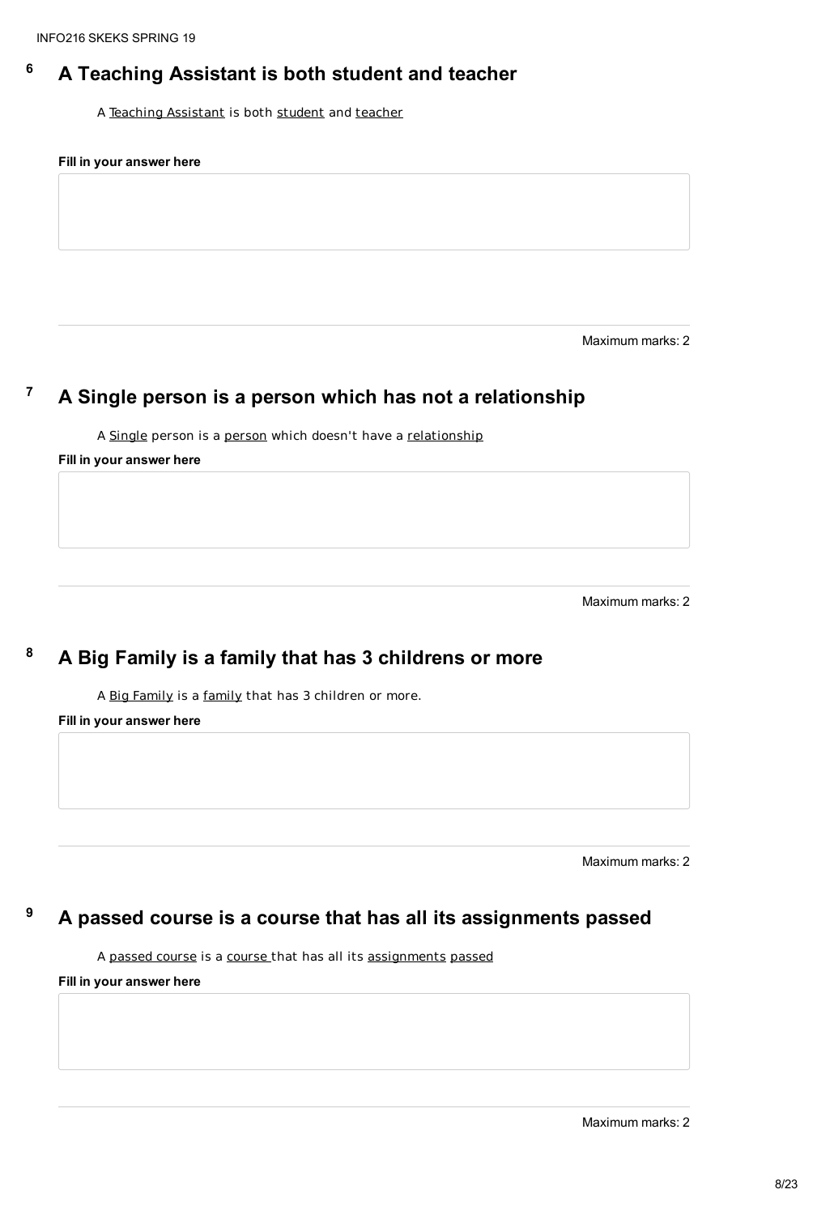## 6 A Teaching Assistant is both student and teacher

A <u>Teaching Assistant</u> is both <u>student</u> and <u>teacher</u>

**Fill in your answer here**

Maximum marks: 2

## 7 A Single person is a person which has not a relationship

A <u>Single</u> person is a <u>person</u> which doesn't have a <u>relationship</u>

**Fill in your answer here**

Maximum marks: 2

## 8 A Big Family is a family that has 3 childrens or more

A <u>Big Family</u> is a <u>family</u> that has 3 children or more.

**Fill in your answer here**

Maximum marks: 2

## 9 A passed course is a course that has all its assignments passed

A <u>passed course</u> is a <u>course</u> that has all its <u>assignments</u> <u>passed</u>

**Fill in your answer here**

Maximum marks: 2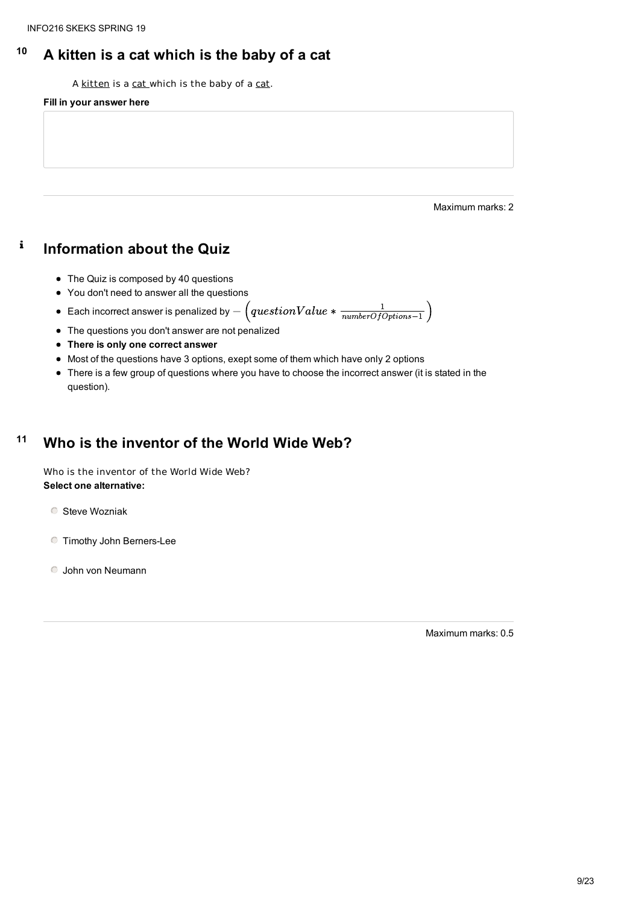## 10 A kitten is a cat which is the baby of a cat

A kitten is a cat which is the baby of a cat.

**Fill in your answer here**

Maximum marks: 2

## Information about the Quiz

- The Quiz is composed by 40 questions
- You don't need to answer all the questions
- Each incorrect answer is penalized by $-\left(questionValue * \frac{1}{numberOfOptions-1}\right)$
- The questions you don't answer are not penalized
- **There is only one correct answer**
- Most of the questions have 3 options, exept some of them which have only 2 options
- There is a few group of questions where you have to choose the incorrect answer (it is stated in the question).

## 11 Who is the inventor of the World Wide Web?

Who is the inventor of the World Wide Web?

**Select one alternative:**

- Steve Wozniak
- Timothy John Berners-Lee
- John von Neumann

Maximum marks: 0.5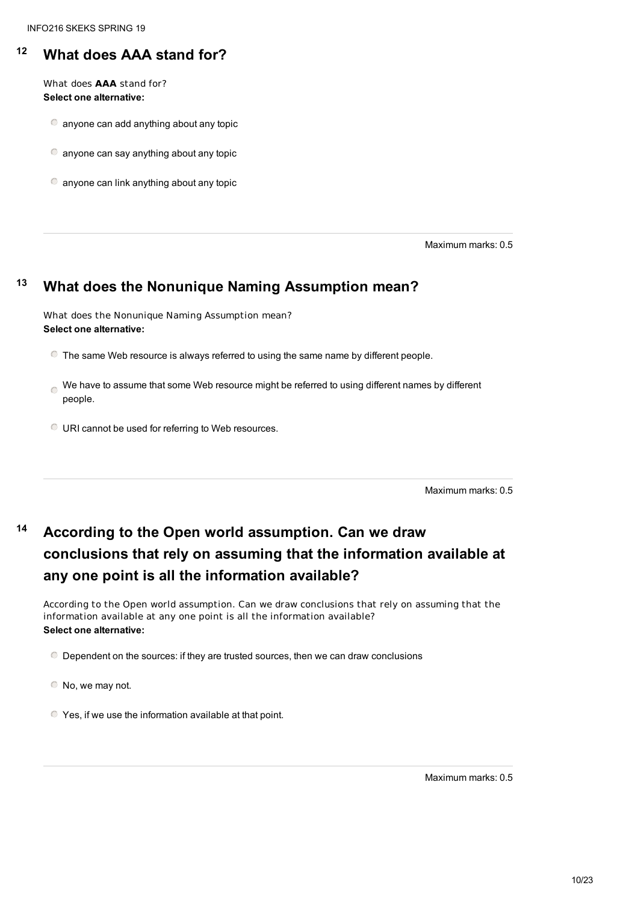## 12 What does AAA stand for?

What does **AAA** stand for?
**Select one alternative:**

- anyone can add anything about any topic
- anyone can say anything about any topic
- anyone can link anything about any topic

Maximum marks: 0.5

## 13 What does the Nonunique Naming Assumption mean?

What does the Nonunique Naming Assumption mean?
**Select one alternative:**

- The same Web resource is always referred to using the same name by different people.
- We have to assume that some Web resource might be referred to using different names by different people.
- URI cannot be used for referring to Web resources.

Maximum marks: 0.5

## 14 According to the Open world assumption. Can we draw conclusions that rely on assuming that the information available at any one point is all the information available?

According to the Open world assumption. Can we draw conclusions that rely on assuming that the information available at any one point is all the information available?
**Select one alternative:**

- Dependent on the sources: if they are trusted sources, then we can draw conclusions
- No, we may not.
- Yes, if we use the information available at that point.

Maximum marks: 0.5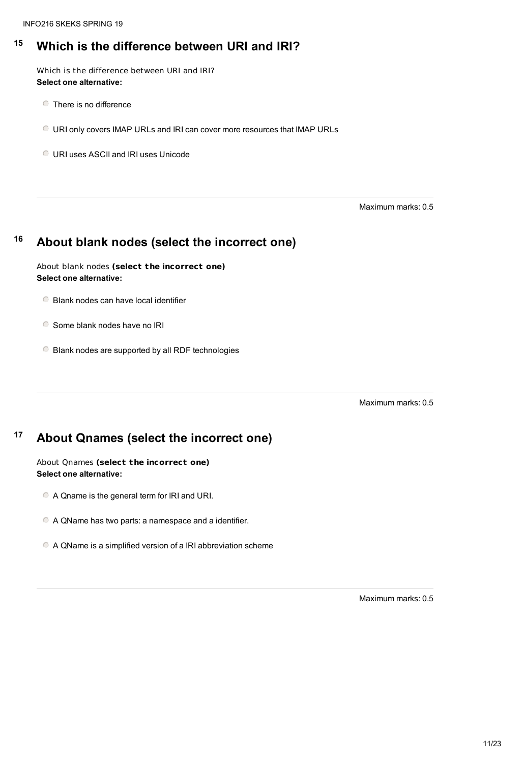## 15 Which is the difference between URI and IRI?

Which is the difference between URI and IRI?
**Select one alternative:**

- There is no difference
- URI only covers IMAP URLs and IRI can cover more resources that IMAP URLs
- URI uses ASCII and IRI uses Unicode

Maximum marks: 0.5

## 16 About blank nodes (select the incorrect one)

About blank nodes **(select the incorrect one)**
**Select one alternative:**

- Blank nodes can have local identifier
- Some blank nodes have no IRI
- Blank nodes are supported by all RDF technologies

Maximum marks: 0.5

## 17 About Qnames (select the incorrect one)

About Qnames **(select the incorrect one)**
**Select one alternative:**

- A Qname is the general term for IRI and URI.
- A QName has two parts: a namespace and a identifier.
- A QName is a simplified version of a IRI abbreviation scheme

Maximum marks: 0.5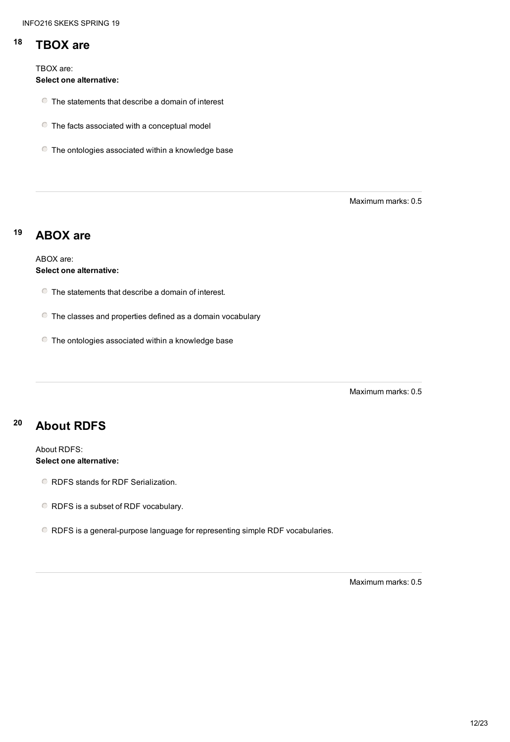## 18 TBOX are

TBOX are:

**Select one alternative:**

- The statements that describe a domain of interest
- The facts associated with a conceptual model
- The ontologies associated within a knowledge base

Maximum marks: 0.5

## 19 ABOX are

ABOX are:

**Select one alternative:**

- The statements that describe a domain of interest.
- The classes and properties defined as a domain vocabulary
- The ontologies associated within a knowledge base

Maximum marks: 0.5

## 20 About RDFS

About RDFS:

**Select one alternative:**

- RDFS stands for RDF Serialization.
- RDFS is a subset of RDF vocabulary.
- RDFS is a general-purpose language for representing simple RDF vocabularies.

Maximum marks: 0.5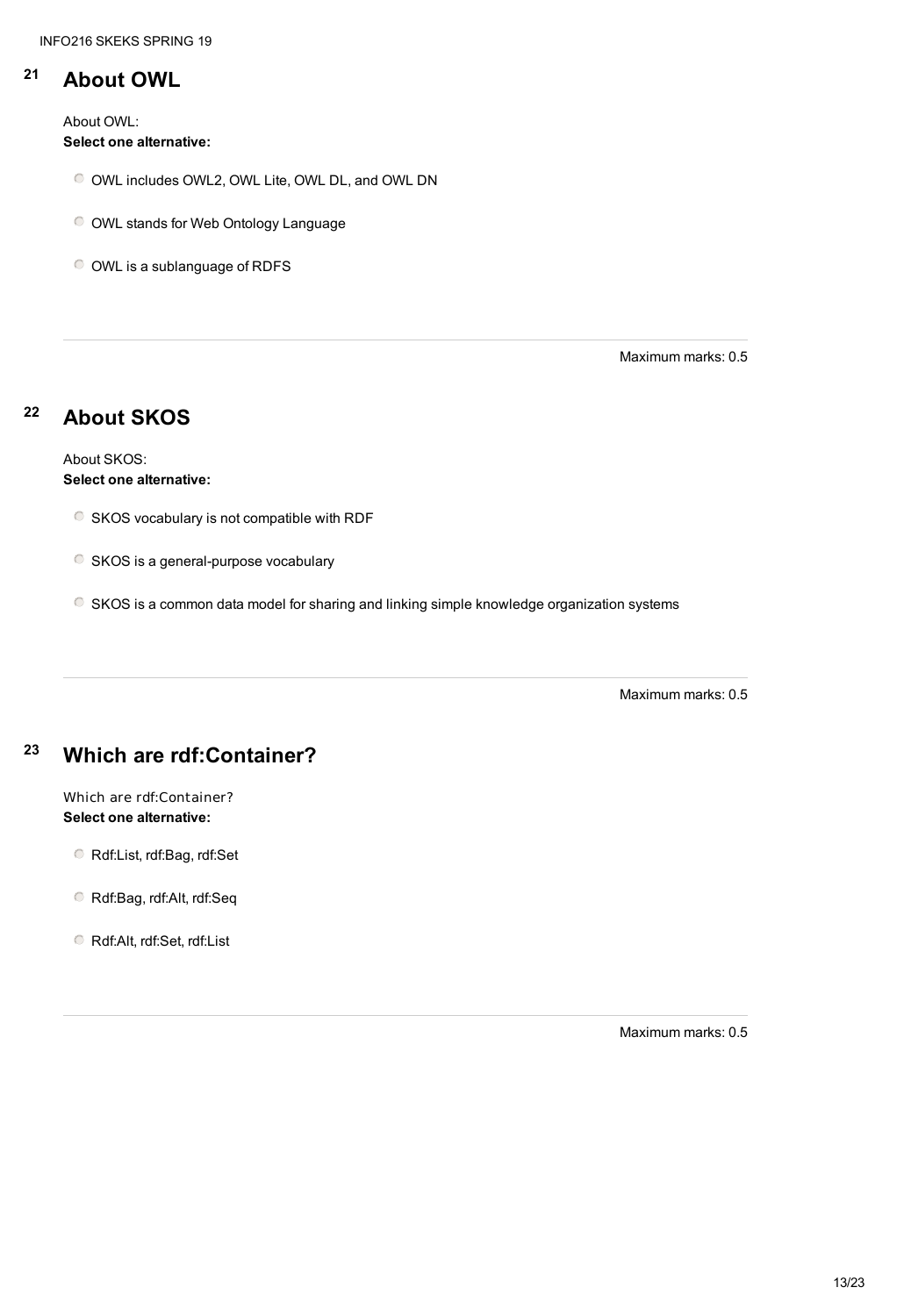## 21 About OWL

About OWL:
**Select one alternative:**

- OWL includes OWL2, OWL Lite, OWL DL, and OWL DN
- OWL stands for Web Ontology Language
- OWL is a sublanguage of RDFS

Maximum marks: 0.5

## 22 About SKOS

About SKOS:
**Select one alternative:**

- SKOS vocabulary is not compatible with RDF
- SKOS is a general-purpose vocabulary
- SKOS is a common data model for sharing and linking simple knowledge organization systems

Maximum marks: 0.5

## 23 Which are rdf:Container?

Which are rdf:Container?
**Select one alternative:**

- Rdf:List, rdf:Bag, rdf:Set
- Rdf:Bag, rdf:Alt, rdf:Seq
- Rdf:Alt, rdf:Set, rdf:List

Maximum marks: 0.5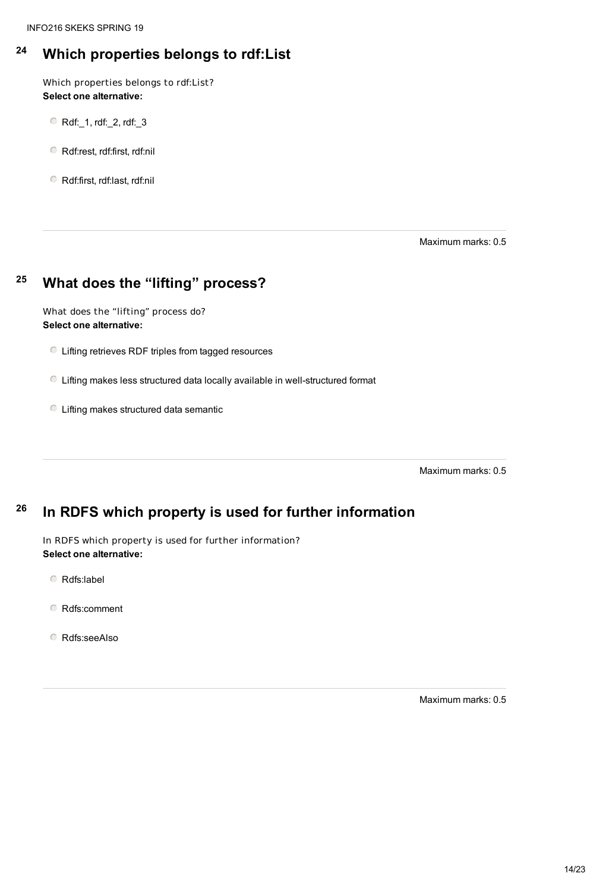## 24 Which properties belongs to rdf:List

Which properties belongs to rdf:List?
**Select one alternative:**

- Rdf:_1, rdf:_2, rdf:_3
- Rdf:rest, rdf:first, rdf:nil
- Rdf:first, rdf:last, rdf:nil

Maximum marks: 0.5

## 25 What does the "lifting" process?

What does the "lifting" process do?
**Select one alternative:**

- Lifting retrieves RDF triples from tagged resources
- Lifting makes less structured data locally available in well-structured format
- Lifting makes structured data semantic

Maximum marks: 0.5

## 26 In RDFS which property is used for further information

In RDFS which property is used for further information?
**Select one alternative:**

- Rdfs:label
- Rdfs:comment
- Rdfs:seeAlso

Maximum marks: 0.5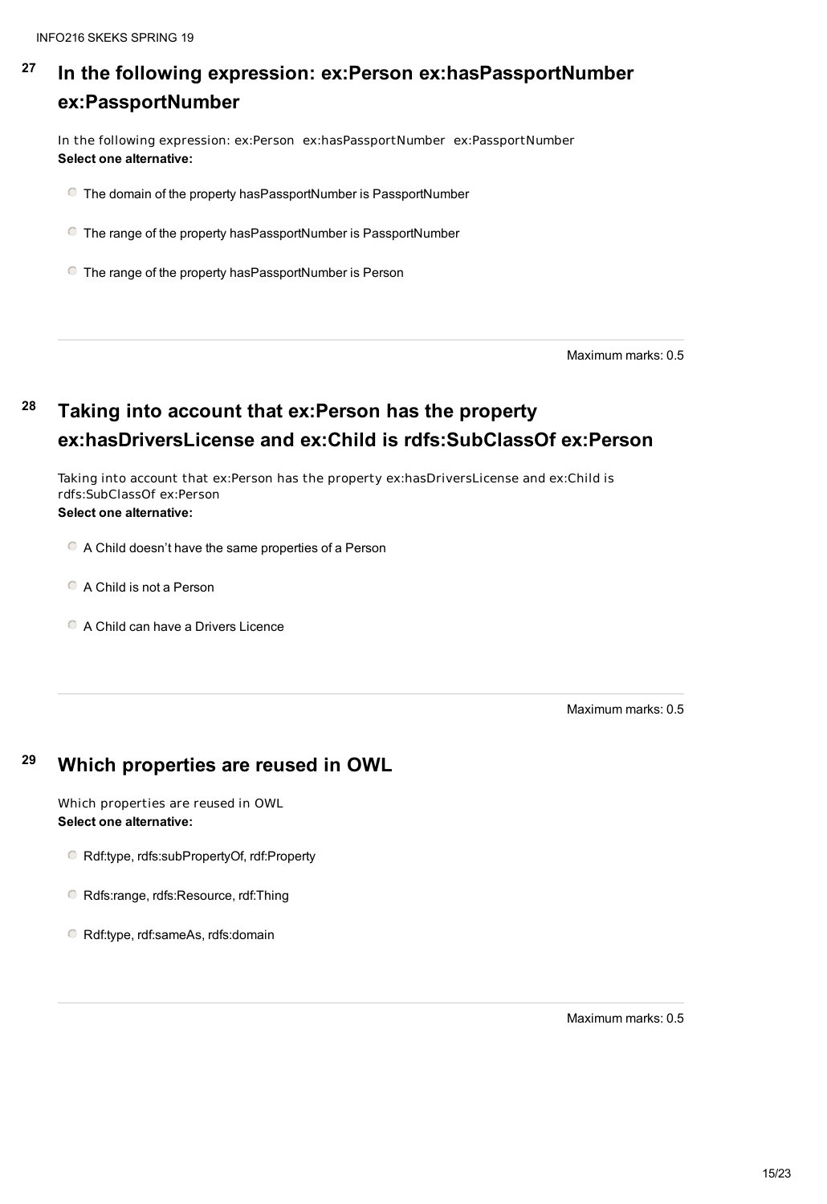## 27 In the following expression: ex:Person ex:hasPassportNumber ex:PassportNumber

In the following expression: ex:Person ex:hasPassportNumber ex:PassportNumber

**Select one alternative:**

- The domain of the property hasPassportNumber is PassportNumber
- The range of the property hasPassportNumber is PassportNumber
- The range of the property hasPassportNumber is Person

Maximum marks: 0.5

## 28 Taking into account that ex:Person has the property ex:hasDriversLicense and ex:Child is rdfs:SubClassOf ex:Person

Taking into account that ex:Person has the property ex:hasDriversLicense and ex:Child is rdfs:SubClassOf ex:Person

**Select one alternative:**

- A Child doesn't have the same properties of a Person
- A Child is not a Person
- A Child can have a Drivers Licence

Maximum marks: 0.5

## 29 Which properties are reused in OWL

Which properties are reused in OWL

**Select one alternative:**

- Rdf:type, rdfs:subPropertyOf, rdf:Property
- Rdfs:range, rdfs:Resource, rdf:Thing
- Rdf:type, rdf:sameAs, rdfs:domain

Maximum marks: 0.5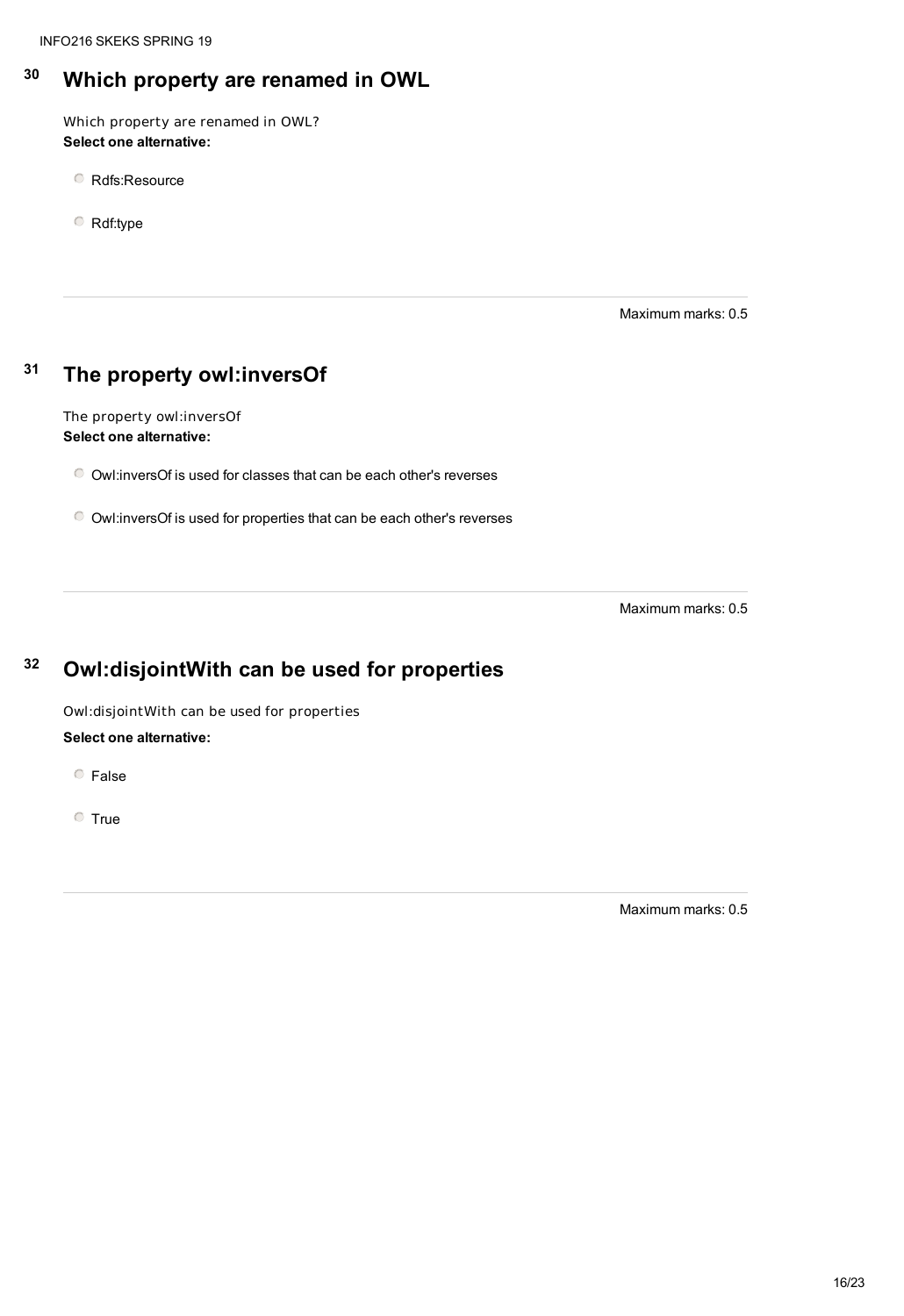## 30 Which property are renamed in OWL

Which property are renamed in OWL?

**Select one alternative:**

- Rdfs:Resource
- Rdf:type

Maximum marks: 0.5

## 31 The property owl:inversOf

The property owl:inversOf

**Select one alternative:**

- Owl:inversOf is used for classes that can be each other's reverses
- Owl:inversOf is used for properties that can be each other's reverses

Maximum marks: 0.5

## 32 Owl:disjointWith can be used for properties

Owl:disjointWith can be used for properties

**Select one alternative:**

- False
- True

Maximum marks: 0.5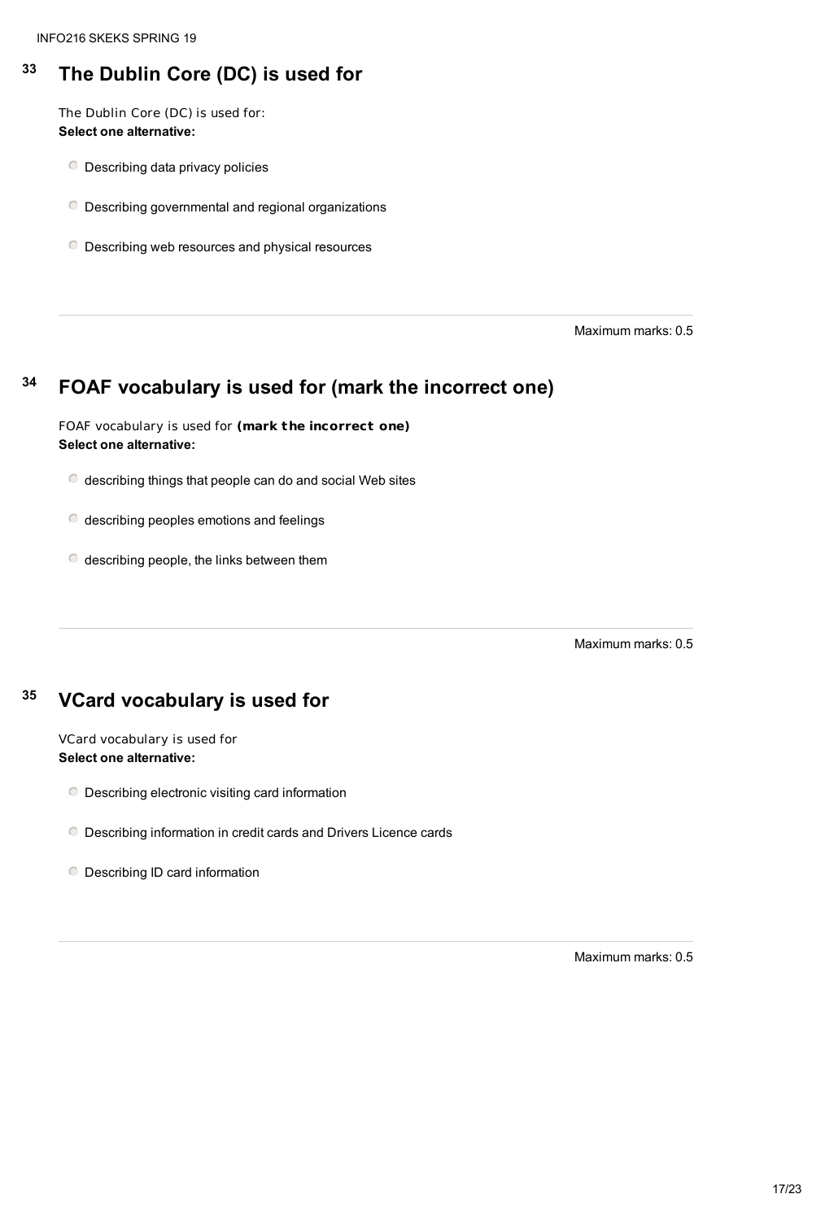## 33 The Dublin Core (DC) is used for

The Dublin Core (DC) is used for:
**Select one alternative:**

- Describing data privacy policies
- Describing governmental and regional organizations
- Describing web resources and physical resources

Maximum marks: 0.5

## 34 FOAF vocabulary is used for (mark the incorrect one)

FOAF vocabulary is used for **(mark the incorrect one)**
**Select one alternative:**

- describing things that people can do and social Web sites
- describing peoples emotions and feelings
- describing people, the links between them

Maximum marks: 0.5

## 35 VCard vocabulary is used for

VCard vocabulary is used for
**Select one alternative:**

- Describing electronic visiting card information
- Describing information in credit cards and Drivers Licence cards
- Describing ID card information

Maximum marks: 0.5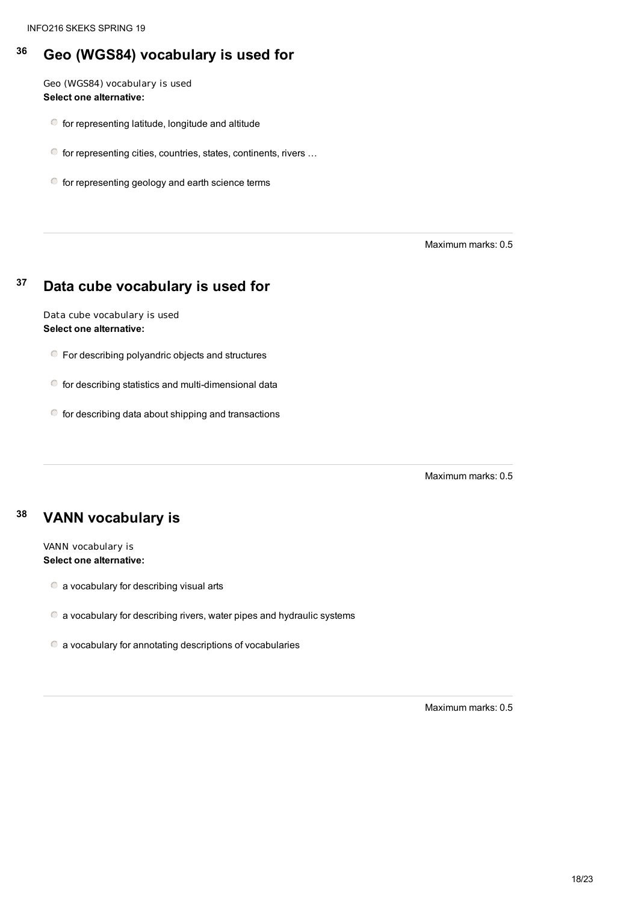## 36 Geo (WGS84) vocabulary is used for

Geo (WGS84) vocabulary is used
**Select one alternative:**

- for representing latitude, longitude and altitude
- for representing cities, countries, states, continents, rivers …
- for representing geology and earth science terms

Maximum marks: 0.5

---

## 37 Data cube vocabulary is used for

Data cube vocabulary is used
**Select one alternative:**

- For describing polyandric objects and structures
- for describing statistics and multi-dimensional data
- for describing data about shipping and transactions

Maximum marks: 0.5

---

## 38 VANN vocabulary is

VANN vocabulary is
**Select one alternative:**

- a vocabulary for describing visual arts
- a vocabulary for describing rivers, water pipes and hydraulic systems
- a vocabulary for annotating descriptions of vocabularies

Maximum marks: 0.5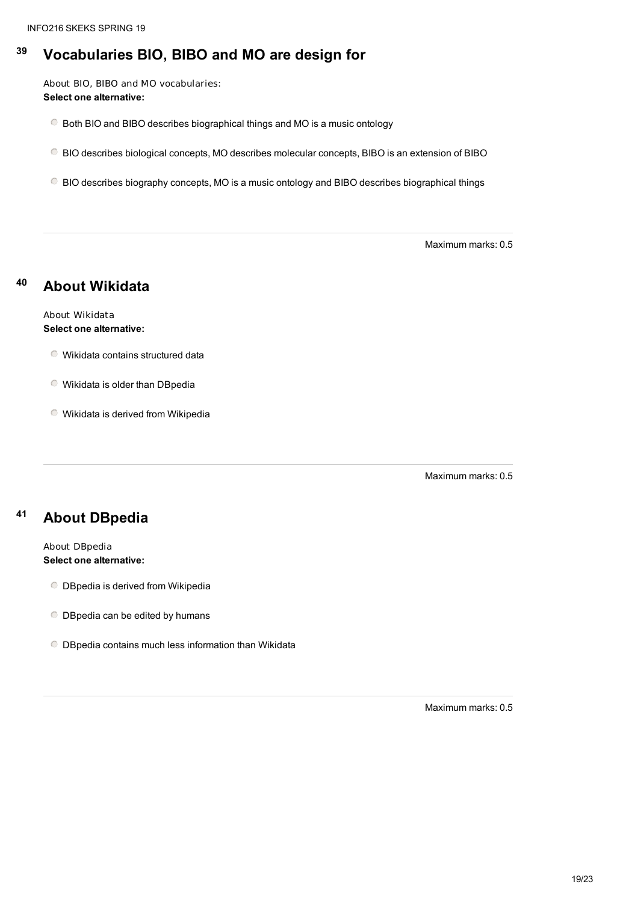## 39 Vocabularies BIO, BIBO and MO are design for

About BIO, BIBO and MO vocabularies:
**Select one alternative:**

- Both BIO and BIBO describes biographical things and MO is a music ontology
- BIO describes biological concepts, MO describes molecular concepts, BIBO is an extension of BIBO
- BIO describes biography concepts, MO is a music ontology and BIBO describes biographical things

Maximum marks: 0.5

## 40 About Wikidata

About Wikidata
**Select one alternative:**

- Wikidata contains structured data
- Wikidata is older than DBpedia
- Wikidata is derived from Wikipedia

Maximum marks: 0.5

## 41 About DBpedia

About DBpedia
**Select one alternative:**

- DBpedia is derived from Wikipedia
- DBpedia can be edited by humans
- DBpedia contains much less information than Wikidata

Maximum marks: 0.5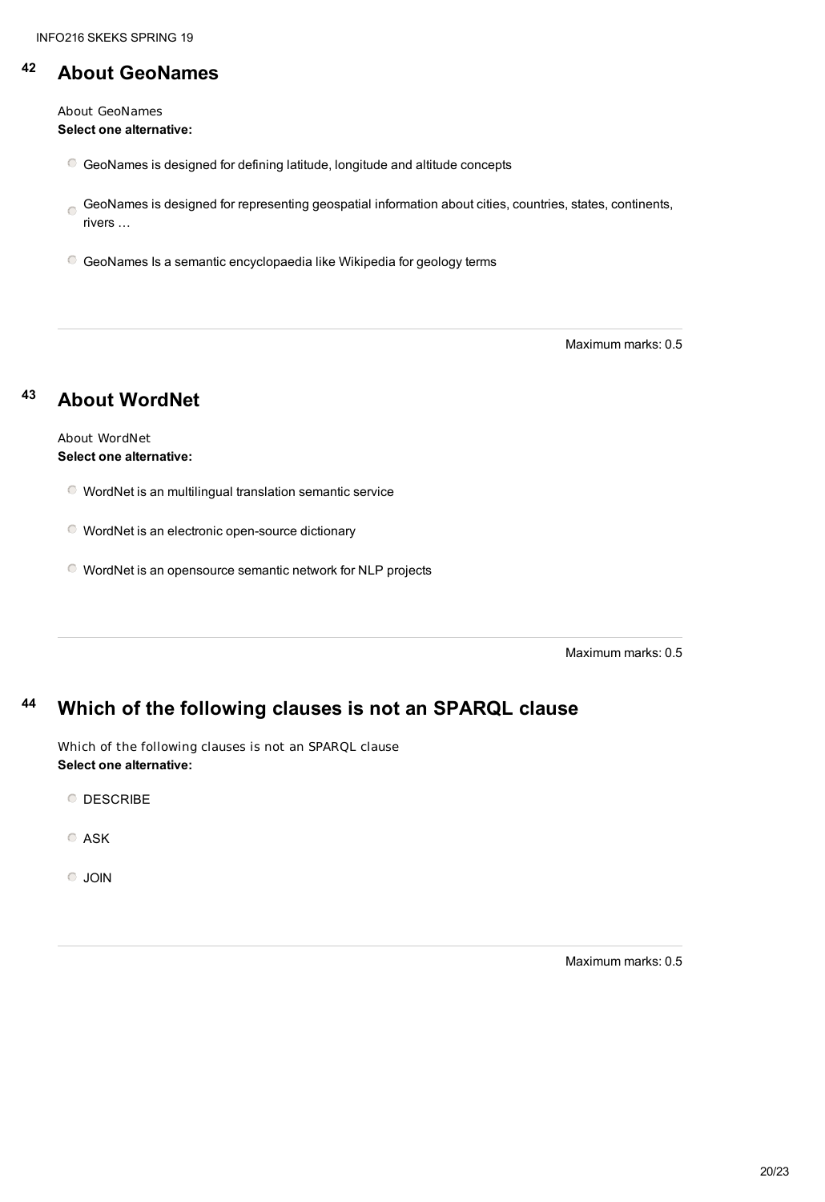## 42 About GeoNames

About GeoNames
**Select one alternative:**

- GeoNames is designed for defining latitude, longitude and altitude concepts
- GeoNames is designed for representing geospatial information about cities, countries, states, continents, rivers …
- GeoNames Is a semantic encyclopaedia like Wikipedia for geology terms

Maximum marks: 0.5

## 43 About WordNet

About WordNet
**Select one alternative:**

- WordNet is an multilingual translation semantic service
- WordNet is an electronic open-source dictionary
- WordNet is an opensource semantic network for NLP projects

Maximum marks: 0.5

## 44 Which of the following clauses is not an SPARQL clause

Which of the following clauses is not an SPARQL clause
**Select one alternative:**

- DESCRIBE
- ASK
- JOIN

Maximum marks: 0.5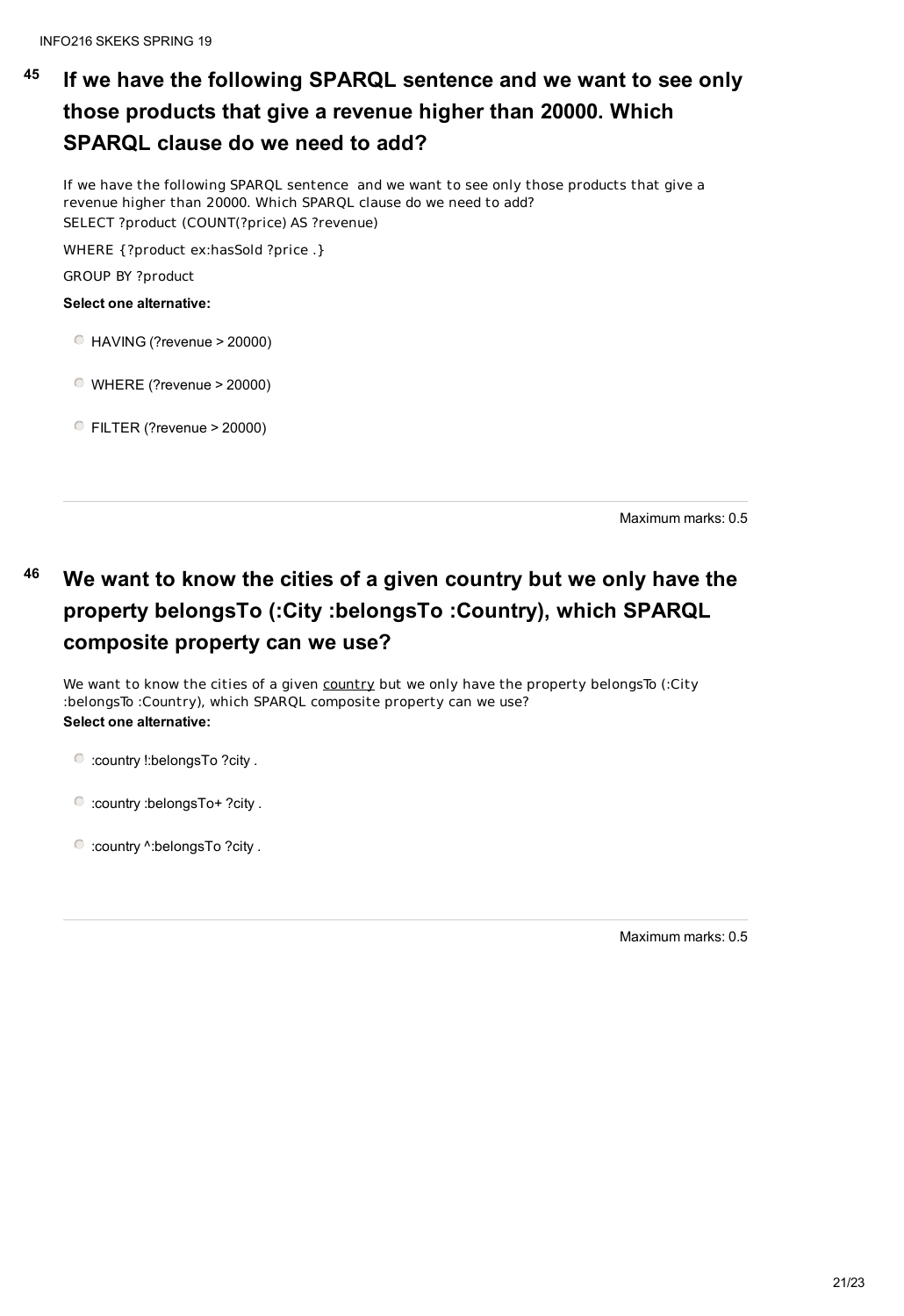## 45 If we have the following SPARQL sentence and we want to see only those products that give a revenue higher than 20000. Which SPARQL clause do we need to add?

If we have the following SPARQL sentence and we want to see only those products that give a revenue higher than 20000. Which SPARQL clause do we need to add?

SELECT ?product (COUNT(?price) AS ?revenue)

WHERE {?product ex:hasSold ?price .}

GROUP BY ?product

**Select one alternative:**

- HAVING (?revenue > 20000)
- WHERE (?revenue > 20000)
- FILTER (?revenue > 20000)

Maximum marks: 0.5

## 46 We want to know the cities of a given country but we only have the property belongsTo (:City :belongsTo :Country), which SPARQL composite property can we use?

We want to know the cities of a given country but we only have the property belongsTo (:City :belongsTo :Country), which SPARQL composite property can we use?

**Select one alternative:**

- :country !:belongsTo ?city .
- :country :belongsTo+ ?city .
- :country ^:belongsTo ?city .

Maximum marks: 0.5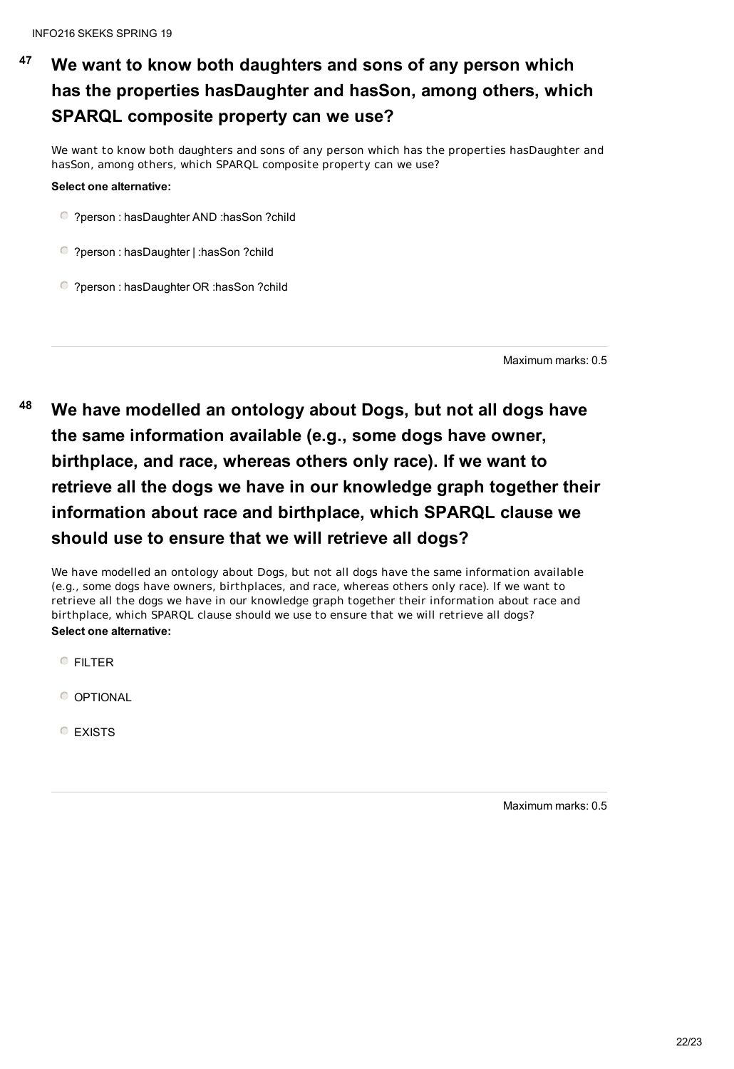## 47 We want to know both daughters and sons of any person which has the properties hasDaughter and hasSon, among others, which SPARQL composite property can we use?

We want to know both daughters and sons of any person which has the properties hasDaughter and hasSon, among others, which SPARQL composite property can we use?

**Select one alternative:**

- ?person : hasDaughter AND :hasSon ?child
- ?person : hasDaughter | :hasSon ?child
- ?person : hasDaughter OR :hasSon ?child

Maximum marks: 0.5

## 48 We have modelled an ontology about Dogs, but not all dogs have the same information available (e.g., some dogs have owner, birthplace, and race, whereas others only race). If we want to retrieve all the dogs we have in our knowledge graph together their information about race and birthplace, which SPARQL clause we should use to ensure that we will retrieve all dogs?

We have modelled an ontology about Dogs, but not all dogs have the same information available (e.g., some dogs have owners, birthplaces, and race, whereas others only race). If we want to retrieve all the dogs we have in our knowledge graph together their information about race and birthplace, which SPARQL clause should we use to ensure that we will retrieve all dogs?

**Select one alternative:**

- FILTER
- OPTIONAL
- EXISTS

Maximum marks: 0.5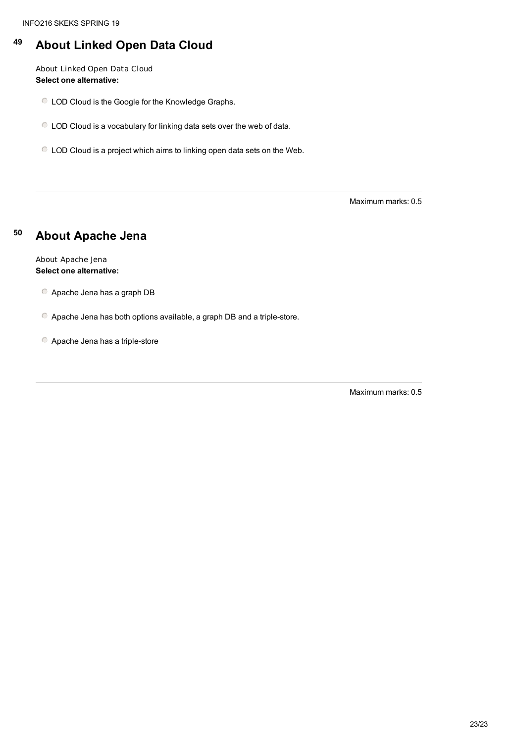## 49 About Linked Open Data Cloud

About Linked Open Data Cloud

**Select one alternative:**

- LOD Cloud is the Google for the Knowledge Graphs.
- LOD Cloud is a vocabulary for linking data sets over the web of data.
- LOD Cloud is a project which aims to linking open data sets on the Web.

Maximum marks: 0.5

## 50 About Apache Jena

About Apache Jena

**Select one alternative:**

- Apache Jena has a graph DB
- Apache Jena has both options available, a graph DB and a triple-store.
- Apache Jena has a triple-store

Maximum marks: 0.5